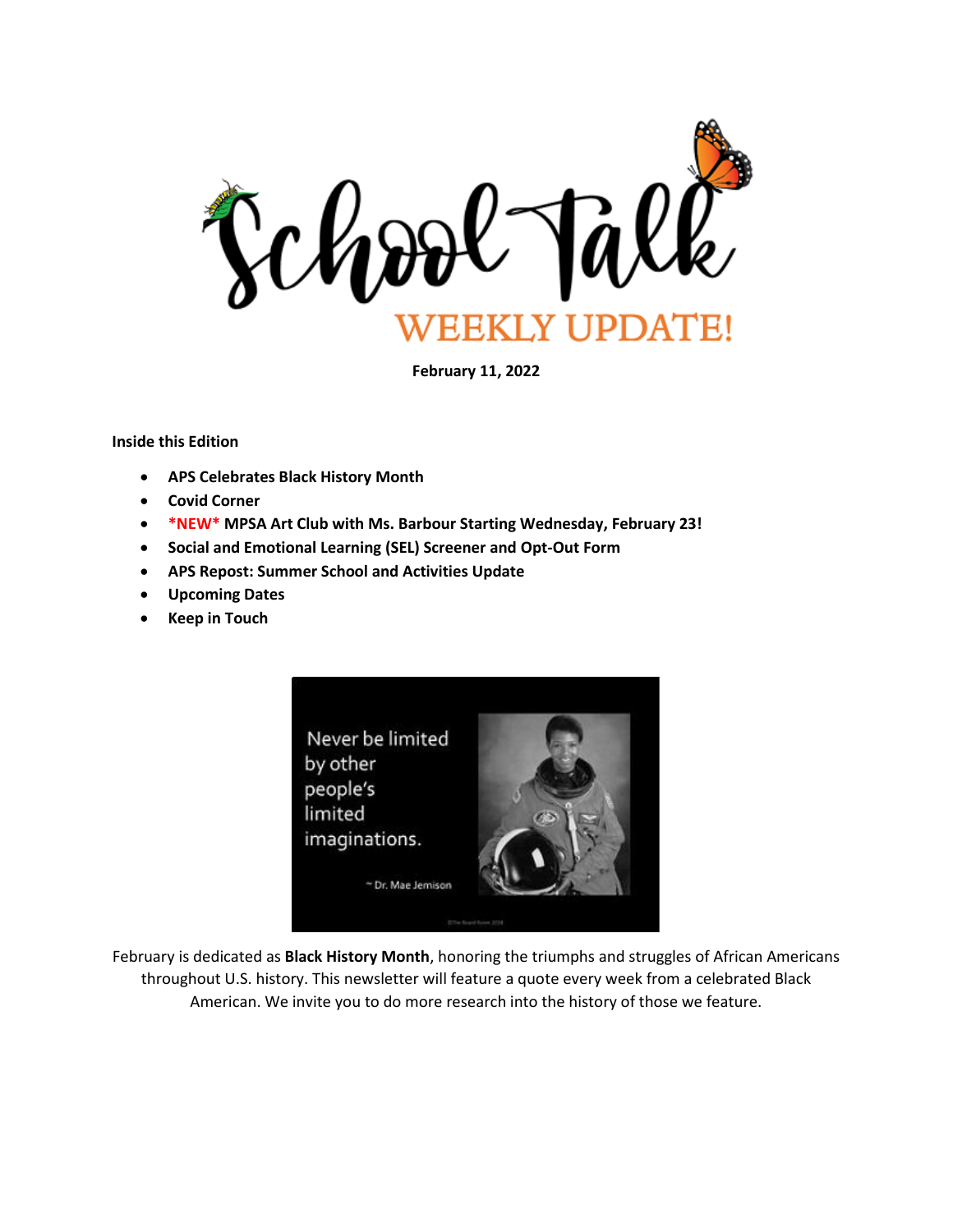# School Talk

## WEEKLY UPDATE!

**February 11, 2022**

**Inside this Edition**

- **APS Celebrates Black History Month**
- **Covid Corner**
- ***NEW* MPSA Art Club with Ms. Barbour Starting Wednesday, February 23!**
- **Social and Emotional Learning (SEL) Screener and Opt-Out Form**
- **APS Repost: Summer School and Activities Update**
- **Upcoming Dates**
- **Keep in Touch**

Never be limited by other people's limited imaginations.

~ Dr. Mae Jemison

February is dedicated as **Black History Month**, honoring the triumphs and struggles of African Americans throughout U.S. history. This newsletter will feature a quote every week from a celebrated Black American. We invite you to do more research into the history of those we feature.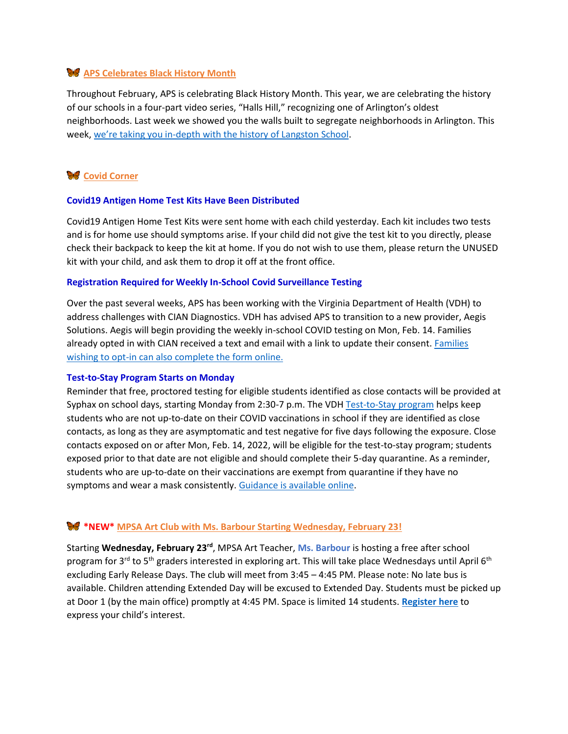## 🦋 APS Celebrates Black History Month

Throughout February, APS is celebrating Black History Month. This year, we are celebrating the history of our schools in a four-part video series, "Halls Hill," recognizing one of Arlington's oldest neighborhoods. Last week we showed you the walls built to segregate neighborhoods in Arlington. This week, we're taking you in-depth with the history of Langston School.

## 🦋 Covid Corner

### Covid19 Antigen Home Test Kits Have Been Distributed

Covid19 Antigen Home Test Kits were sent home with each child yesterday. Each kit includes two tests and is for home use should symptoms arise. If your child did not give the test kit to you directly, please check their backpack to keep the kit at home. If you do not wish to use them, please return the UNUSED kit with your child, and ask them to drop it off at the front office.

### Registration Required for Weekly In-School Covid Surveillance Testing

Over the past several weeks, APS has been working with the Virginia Department of Health (VDH) to address challenges with CIAN Diagnostics. VDH has advised APS to transition to a new provider, Aegis Solutions. Aegis will begin providing the weekly in-school COVID testing on Mon, Feb. 14. Families already opted in with CIAN received a text and email with a link to update their consent. Families wishing to opt-in can also complete the form online.

### Test-to-Stay Program Starts on Monday

Reminder that free, proctored testing for eligible students identified as close contacts will be provided at Syphax on school days, starting Monday from 2:30-7 p.m. The VDH Test-to-Stay program helps keep students who are not up-to-date on their COVID vaccinations in school if they are identified as close contacts, as long as they are asymptomatic and test negative for five days following the exposure. Close contacts exposed on or after Mon, Feb. 14, 2022, will be eligible for the test-to-stay program; students exposed prior to that date are not eligible and should complete their 5-day quarantine. As a reminder, students who are up-to-date on their vaccinations are exempt from quarantine if they have no symptoms and wear a mask consistently. Guidance is available online.

## 🦋 \*NEW\* MPSA Art Club with Ms. Barbour Starting Wednesday, February 23!

Starting **Wednesday, February 23rd**, MPSA Art Teacher, **Ms. Barbour** is hosting a free after school program for 3rd to 5th graders interested in exploring art. This will take place Wednesdays until April 6th excluding Early Release Days. The club will meet from 3:45 – 4:45 PM. Please note: No late bus is available. Children attending Extended Day will be excused to Extended Day. Students must be picked up at Door 1 (by the main office) promptly at 4:45 PM. Space is limited 14 students. **Register here** to express your child's interest.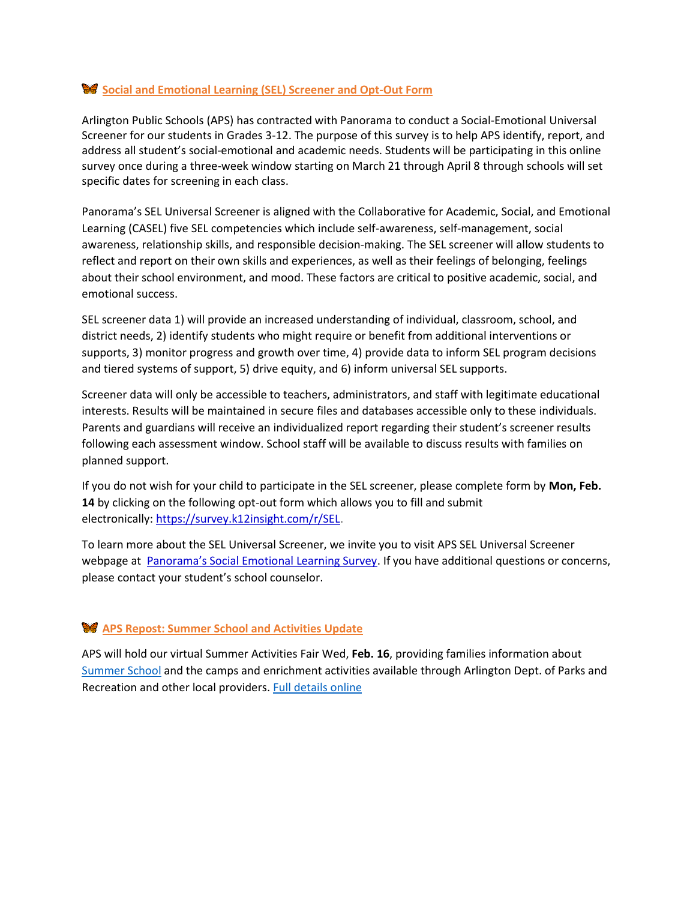## 🦋 Social and Emotional Learning (SEL) Screener and Opt-Out Form

Arlington Public Schools (APS) has contracted with Panorama to conduct a Social-Emotional Universal Screener for our students in Grades 3-12. The purpose of this survey is to help APS identify, report, and address all student's social-emotional and academic needs. Students will be participating in this online survey once during a three-week window starting on March 21 through April 8 through schools will set specific dates for screening in each class.

Panorama's SEL Universal Screener is aligned with the Collaborative for Academic, Social, and Emotional Learning (CASEL) five SEL competencies which include self-awareness, self-management, social awareness, relationship skills, and responsible decision-making. The SEL screener will allow students to reflect and report on their own skills and experiences, as well as their feelings of belonging, feelings about their school environment, and mood. These factors are critical to positive academic, social, and emotional success.

SEL screener data 1) will provide an increased understanding of individual, classroom, school, and district needs, 2) identify students who might require or benefit from additional interventions or supports, 3) monitor progress and growth over time, 4) provide data to inform SEL program decisions and tiered systems of support, 5) drive equity, and 6) inform universal SEL supports.

Screener data will only be accessible to teachers, administrators, and staff with legitimate educational interests. Results will be maintained in secure files and databases accessible only to these individuals. Parents and guardians will receive an individualized report regarding their student's screener results following each assessment window. School staff will be available to discuss results with families on planned support.

If you do not wish for your child to participate in the SEL screener, please complete form by **Mon, Feb. 14** by clicking on the following opt-out form which allows you to fill and submit electronically: [https://survey.k12insight.com/r/SEL](https://survey.k12insight.com/r/SEL).

To learn more about the SEL Universal Screener, we invite you to visit APS SEL Universal Screener webpage at [Panorama's Social Emotional Learning Survey](). If you have additional questions or concerns, please contact your student's school counselor.

## 🦋 APS Repost: Summer School and Activities Update

APS will hold our virtual Summer Activities Fair Wed, **Feb. 16**, providing families information about [Summer School]() and the camps and enrichment activities available through Arlington Dept. of Parks and Recreation and other local providers. [Full details online]()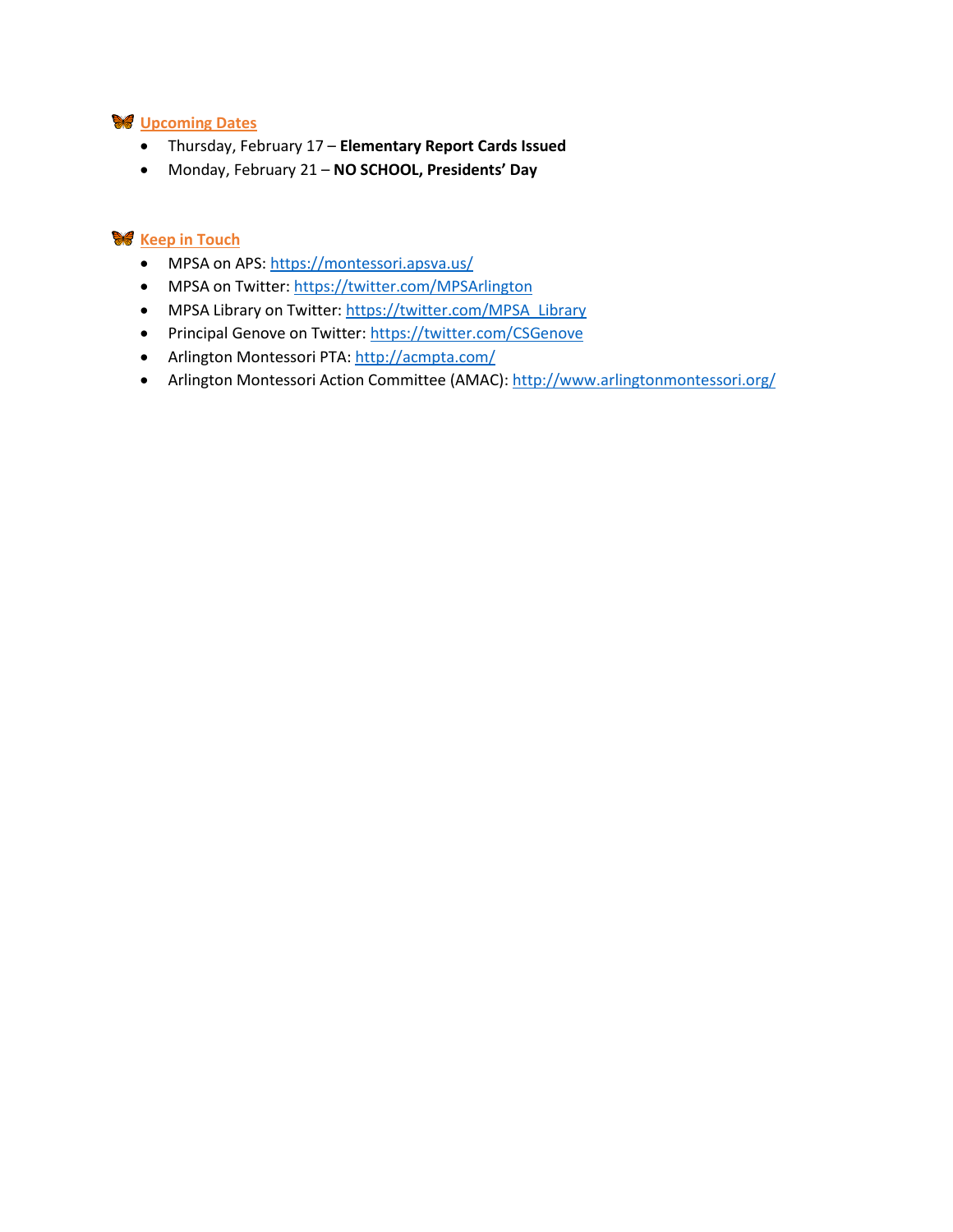## Upcoming Dates

- Thursday, February 17 – **Elementary Report Cards Issued**
- Monday, February 21 – **NO SCHOOL, Presidents' Day**

## Keep in Touch

- MPSA on APS: https://montessori.apsva.us/
- MPSA on Twitter: https://twitter.com/MPSArlington
- MPSA Library on Twitter: https://twitter.com/MPSA_Library
- Principal Genove on Twitter: https://twitter.com/CSGenove
- Arlington Montessori PTA: http://acmpta.com/
- Arlington Montessori Action Committee (AMAC): http://www.arlingtonmontessori.org/